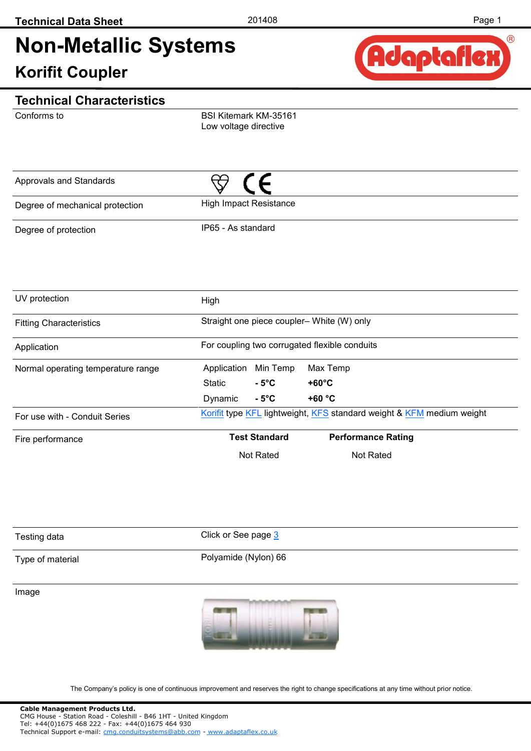# Non-Metallic Systems

## Korifit Coupler

## Technical Characteristics

| | |
|---|---|
| Conforms to | BSI Kitemark KM-35161<br>Low voltage directive |
| Approvals and Standards | |
| Degree of mechanical protection | High Impact Resistance |
| Degree of protection | IP65 - As standard |
| UV protection | High |
| Fitting Characteristics | Straight one piece coupler– White (W) only |
| Application | For coupling two corrugated flexible conduits |
| Normal operating temperature range | Application / Min Temp / Max Temp<br>Static / **- 5°C** / **+60°C**<br>Dynamic / **- 5°C** / **+60 °C** |
| For use with - Conduit Series | Korifit type KFL lightweight, KFS standard weight & KFM medium weight |
| Fire performance | **Test Standard**: Not Rated<br>**Performance Rating**: Not Rated |
| Testing data | Click or See page 3 |
| Type of material | Polyamide (Nylon) 66 |
| Image | |

The Company's policy is one of continuous improvement and reserves the right to change specifications at any time without prior notice.

**Cable Management Products Ltd.**
CMG House - Station Road - Coleshill - B46 1HT - United Kingdom
Tel: +44(0)1675 468 222 - Fax: +44(0)1675 464 930
Technical Support e-mail: cmg.conduitsystems@abb.com - www.adaptaflex.co.uk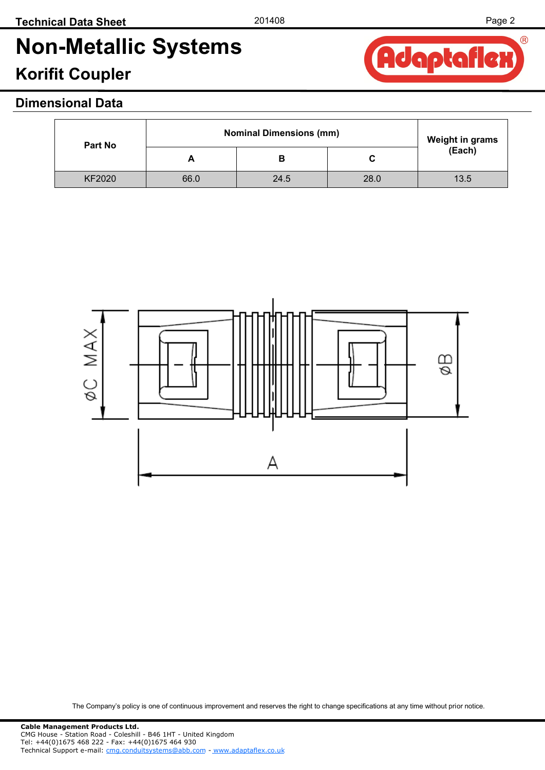# Non-Metallic Systems

## Korifit Coupler

### Dimensional Data

| Part No | Nominal Dimensions (mm) | | | Weight in grams (Each) |
|---|---|---|---|---|
| | A | B | C | |
| KF2020 | 66.0 | 24.5 | 28.0 | 13.5 |

The Company's policy is one of continuous improvement and reserves the right to change specifications at any time without prior notice.

**Cable Management Products Ltd.**
CMG House - Station Road - Coleshill - B46 1HT - United Kingdom
Tel: +44(0)1675 468 222 - Fax: +44(0)1675 464 930
Technical Support e-mail: cmg.conduitsystems@abb.com - www.adaptaflex.co.uk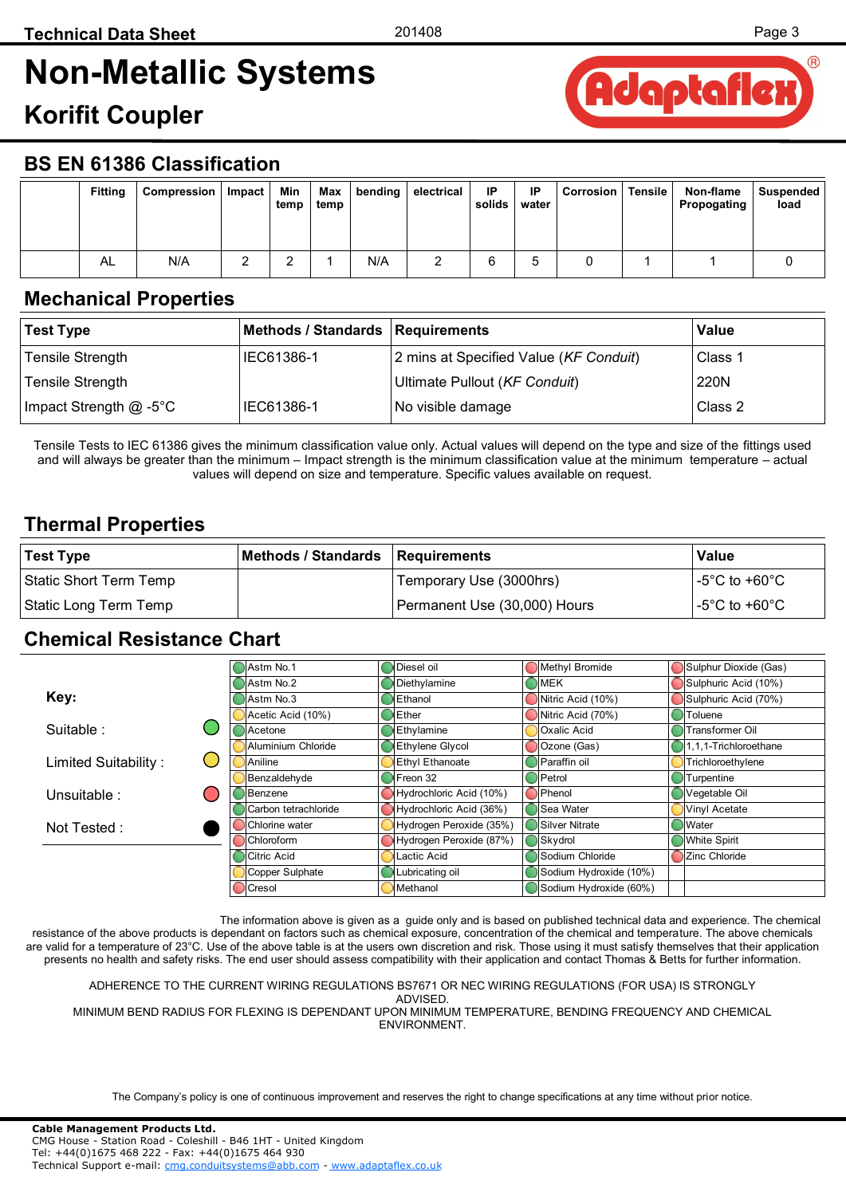# Non-Metallic Systems

## Korifit Coupler

## BS EN 61386 Classification

| | Fitting | Compression | Impact | Min temp | Max temp | bending | electrical | IP solids | IP water | Corrosion | Tensile | Non-flame Propogating | Suspended load |
|---|---|---|---|---|---|---|---|---|---|---|---|---|---|
| | AL | N/A | 2 | 2 | 1 | N/A | 2 | 6 | 5 | 0 | 1 | 1 | 0 |

## Mechanical Properties

| Test Type | Methods / Standards | Requirements | Value |
|---|---|---|---|
| Tensile Strength | IEC61386-1 | 2 mins at Specified Value (*KF Conduit*) | Class 1 |
| Tensile Strength | | Ultimate Pullout (*KF Conduit*) | 220N |
| Impact Strength @ -5°C | IEC61386-1 | No visible damage | Class 2 |

Tensile Tests to IEC 61386 gives the minimum classification value only. Actual values will depend on the type and size of the fittings used and will always be greater than the minimum – Impact strength is the minimum classification value at the minimum temperature – actual values will depend on size and temperature. Specific values available on request.

## Thermal Properties

| Test Type | Methods / Standards | Requirements | Value |
|---|---|---|---|
| Static Short Term Temp | | Temporary Use (3000hrs) | -5°C to +60°C |
| Static Long Term Temp | | Permanent Use (30,000) Hours | -5°C to +60°C |

## Chemical Resistance Chart

**Key:**

- Suitable : (green)
- Limited Suitability : (yellow)
- Unsuitable : (red)
- Not Tested : (black)

| Chemical | Rating | Chemical | Rating | Chemical | Rating | Chemical | Rating |
|---|---|---|---|---|---|---|---|
| Astm No.1 | Suitable | Diesel oil | Suitable | Methyl Bromide | Unsuitable | Sulphur Dioxide (Gas) | Unsuitable |
| Astm No.2 | Suitable | Diethylamine | Suitable | MEK | Suitable | Sulphuric Acid (10%) | Unsuitable |
| Astm No.3 | Suitable | Ethanol | Suitable | Nitric Acid (10%) | Unsuitable | Sulphuric Acid (70%) | Unsuitable |
| Acetic Acid (10%) | Limited Suitability | Ether | Suitable | Nitric Acid (70%) | Unsuitable | Toluene | Suitable |
| Acetone | Suitable | Ethylamine | Suitable | Oxalic Acid | Limited Suitability | Transformer Oil | Suitable |
| Aluminium Chloride | Limited Suitability | Ethylene Glycol | Suitable | Ozone (Gas) | Unsuitable | 1,1,1-Trichloroethane | Suitable |
| Aniline | Limited Suitability | Ethyl Ethanoate | Limited Suitability | Paraffin oil | Suitable | Trichloroethylene | Limited Suitability |
| Benzaldehyde | Limited Suitability | Freon 32 | Suitable | Petrol | Suitable | Turpentine | Suitable |
| Benzene | Suitable | Hydrochloric Acid (10%) | Unsuitable | Phenol | Unsuitable | Vegetable Oil | Suitable |
| Carbon tetrachloride | Suitable | Hydrochloric Acid (36%) | Unsuitable | Sea Water | Suitable | Vinyl Acetate | Limited Suitability |
| Chlorine water | Unsuitable | Hydrogen Peroxide (35%) | Limited Suitability | Silver Nitrate | Suitable | Water | Suitable |
| Chloroform | Unsuitable | Hydrogen Peroxide (87%) | Unsuitable | Skydrol | Suitable | White Spirit | Suitable |
| Citric Acid | Suitable | Lactic Acid | Limited Suitability | Sodium Chloride | Suitable | Zinc Chloride | Unsuitable |
| Copper Sulphate | Limited Suitability | Lubricating oil | Suitable | Sodium Hydroxide (10%) | Suitable | | |
| Cresol | Unsuitable | Methanol | Limited Suitability | Sodium Hydroxide (60%) | Suitable | | |

The information above is given as a guide only and is based on published technical data and experience. The chemical resistance of the above products is dependant on factors such as chemical exposure, concentration of the chemical and temperature. The above chemicals are valid for a temperature of 23°C. Use of the above table is at the users own discretion and risk. Those using it must satisfy themselves that their application presents no health and safety risks. The end user should assess compatibility with their application and contact Thomas & Betts for further information.

ADHERENCE TO THE CURRENT WIRING REGULATIONS BS7671 OR NEC WIRING REGULATIONS (FOR USA) IS STRONGLY ADVISED.
MINIMUM BEND RADIUS FOR FLEXING IS DEPENDANT UPON MINIMUM TEMPERATURE, BENDING FREQUENCY AND CHEMICAL ENVIRONMENT.

The Company's policy is one of continuous improvement and reserves the right to change specifications at any time without prior notice.

**Cable Management Products Ltd.**
CMG House - Station Road - Coleshill - B46 1HT - United Kingdom
Tel: +44(0)1675 468 222 - Fax: +44(0)1675 464 930
Technical Support e-mail: cmg.conduitsystems@abb.com - www.adaptaflex.co.uk